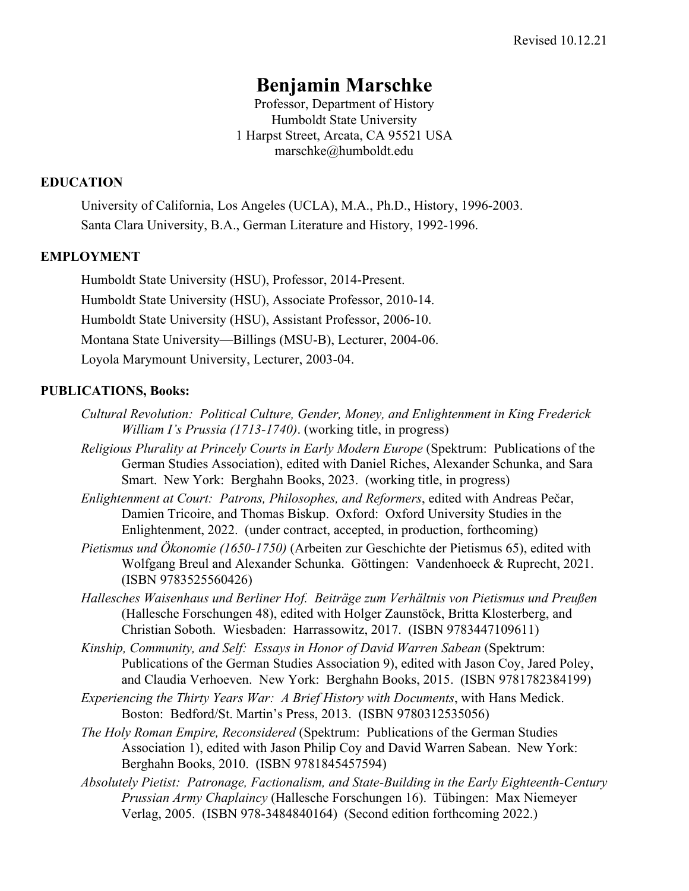Revised 10.12.21

# Benjamin Marschke

Professor, Department of History
Humboldt State University
1 Harpst Street, Arcata, CA 95521 USA
marschke@humboldt.edu

## EDUCATION

University of California, Los Angeles (UCLA), M.A., Ph.D., History, 1996-2003.

Santa Clara University, B.A., German Literature and History, 1992-1996.

## EMPLOYMENT

Humboldt State University (HSU), Professor, 2014-Present.

Humboldt State University (HSU), Associate Professor, 2010-14.

Humboldt State University (HSU), Assistant Professor, 2006-10.

Montana State University—Billings (MSU-B), Lecturer, 2004-06.

Loyola Marymount University, Lecturer, 2003-04.

## PUBLICATIONS, Books:

*Cultural Revolution: Political Culture, Gender, Money, and Enlightenment in King Frederick William I's Prussia (1713-1740)*. (working title, in progress)

*Religious Plurality at Princely Courts in Early Modern Europe* (Spektrum: Publications of the German Studies Association), edited with Daniel Riches, Alexander Schunka, and Sara Smart. New York: Berghahn Books, 2023. (working title, in progress)

*Enlightenment at Court: Patrons, Philosophes, and Reformers*, edited with Andreas Pečar, Damien Tricoire, and Thomas Biskup. Oxford: Oxford University Studies in the Enlightenment, 2022. (under contract, accepted, in production, forthcoming)

*Pietismus und Ökonomie (1650-1750)* (Arbeiten zur Geschichte der Pietismus 65), edited with Wolfgang Breul and Alexander Schunka. Göttingen: Vandenhoeck & Ruprecht, 2021. (ISBN 9783525560426)

*Hallesches Waisenhaus und Berliner Hof. Beiträge zum Verhältnis von Pietismus und Preußen* (Hallesche Forschungen 48), edited with Holger Zaunstöck, Britta Klosterberg, and Christian Soboth. Wiesbaden: Harrassowitz, 2017. (ISBN 9783447109611)

*Kinship, Community, and Self: Essays in Honor of David Warren Sabean* (Spektrum: Publications of the German Studies Association 9), edited with Jason Coy, Jared Poley, and Claudia Verhoeven. New York: Berghahn Books, 2015. (ISBN 9781782384199)

*Experiencing the Thirty Years War: A Brief History with Documents*, with Hans Medick. Boston: Bedford/St. Martin's Press, 2013. (ISBN 9780312535056)

*The Holy Roman Empire, Reconsidered* (Spektrum: Publications of the German Studies Association 1), edited with Jason Philip Coy and David Warren Sabean. New York: Berghahn Books, 2010. (ISBN 9781845457594)

*Absolutely Pietist: Patronage, Factionalism, and State-Building in the Early Eighteenth-Century Prussian Army Chaplaincy* (Hallesche Forschungen 16). Tübingen: Max Niemeyer Verlag, 2005. (ISBN 978-3484840164) (Second edition forthcoming 2022.)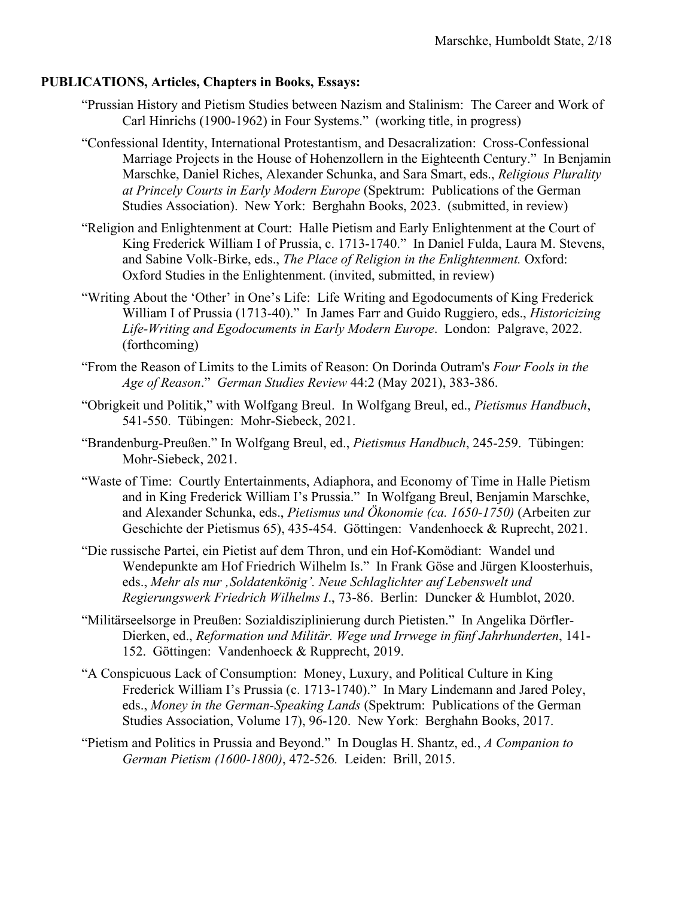**PUBLICATIONS, Articles, Chapters in Books, Essays:**

“Prussian History and Pietism Studies between Nazism and Stalinism: The Career and Work of Carl Hinrichs (1900-1962) in Four Systems.” (working title, in progress)

“Confessional Identity, International Protestantism, and Desacralization: Cross-Confessional Marriage Projects in the House of Hohenzollern in the Eighteenth Century.” In Benjamin Marschke, Daniel Riches, Alexander Schunka, and Sara Smart, eds., *Religious Plurality at Princely Courts in Early Modern Europe* (Spektrum: Publications of the German Studies Association). New York: Berghahn Books, 2023. (submitted, in review)

“Religion and Enlightenment at Court: Halle Pietism and Early Enlightenment at the Court of King Frederick William I of Prussia, c. 1713-1740.” In Daniel Fulda, Laura M. Stevens, and Sabine Volk-Birke, eds., *The Place of Religion in the Enlightenment.* Oxford: Oxford Studies in the Enlightenment. (invited, submitted, in review)

“Writing About the ‘Other’ in One’s Life: Life Writing and Egodocuments of King Frederick William I of Prussia (1713-40).” In James Farr and Guido Ruggiero, eds., *Historicizing Life-Writing and Egodocuments in Early Modern Europe*. London: Palgrave, 2022. (forthcoming)

“From the Reason of Limits to the Limits of Reason: On Dorinda Outram's *Four Fools in the Age of Reason*.” *German Studies Review* 44:2 (May 2021), 383-386.

“Obrigkeit und Politik,” with Wolfgang Breul. In Wolfgang Breul, ed., *Pietismus Handbuch*, 541-550. Tübingen: Mohr-Siebeck, 2021.

“Brandenburg-Preußen.” In Wolfgang Breul, ed., *Pietismus Handbuch*, 245-259. Tübingen: Mohr-Siebeck, 2021.

“Waste of Time: Courtly Entertainments, Adiaphora, and Economy of Time in Halle Pietism and in King Frederick William I’s Prussia.” In Wolfgang Breul, Benjamin Marschke, and Alexander Schunka, eds., *Pietismus und Ökonomie (ca. 1650-1750)* (Arbeiten zur Geschichte der Pietismus 65), 435-454. Göttingen: Vandenhoeck & Ruprecht, 2021.

“Die russische Partei, ein Pietist auf dem Thron, und ein Hof-Komödiant: Wandel und Wendepunkte am Hof Friedrich Wilhelm Is.” In Frank Göse and Jürgen Kloosterhuis, eds., *Mehr als nur ‚Soldatenkönig’. Neue Schlaglichter auf Lebenswelt und Regierungswerk Friedrich Wilhelms I*., 73-86. Berlin: Duncker & Humblot, 2020.

“Militärseelsorge in Preußen: Sozialdisziplinierung durch Pietisten.” In Angelika Dörfler-Dierken, ed., *Reformation und Militär. Wege und Irrwege in fünf Jahrhunderten*, 141-152. Göttingen: Vandenhoeck & Rupprecht, 2019.

“A Conspicuous Lack of Consumption: Money, Luxury, and Political Culture in King Frederick William I’s Prussia (c. 1713-1740).” In Mary Lindemann and Jared Poley, eds., *Money in the German-Speaking Lands* (Spektrum: Publications of the German Studies Association, Volume 17), 96-120. New York: Berghahn Books, 2017.

“Pietism and Politics in Prussia and Beyond.” In Douglas H. Shantz, ed., *A Companion to German Pietism (1600-1800)*, 472-526. Leiden: Brill, 2015.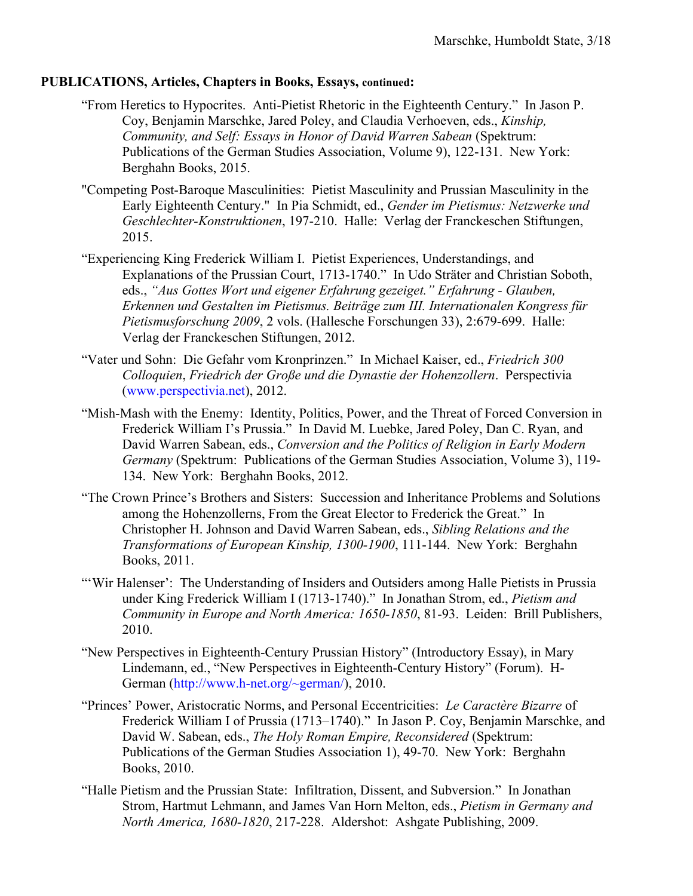**PUBLICATIONS, Articles, Chapters in Books, Essays, continued:**

"From Heretics to Hypocrites. Anti-Pietist Rhetoric in the Eighteenth Century." In Jason P. Coy, Benjamin Marschke, Jared Poley, and Claudia Verhoeven, eds., *Kinship, Community, and Self: Essays in Honor of David Warren Sabean* (Spektrum: Publications of the German Studies Association, Volume 9), 122-131. New York: Berghahn Books, 2015.

"Competing Post-Baroque Masculinities: Pietist Masculinity and Prussian Masculinity in the Early Eighteenth Century." In Pia Schmidt, ed., *Gender im Pietismus: Netzwerke und Geschlechter-Konstruktionen*, 197-210. Halle: Verlag der Franckeschen Stiftungen, 2015.

"Experiencing King Frederick William I. Pietist Experiences, Understandings, and Explanations of the Prussian Court, 1713-1740." In Udo Sträter and Christian Soboth, eds., *"Aus Gottes Wort und eigener Erfahrung gezeiget." Erfahrung - Glauben, Erkennen und Gestalten im Pietismus. Beiträge zum III. Internationalen Kongress für Pietismusforschung 2009*, 2 vols. (Hallesche Forschungen 33), 2:679-699. Halle: Verlag der Franckeschen Stiftungen, 2012.

"Vater und Sohn: Die Gefahr vom Kronprinzen." In Michael Kaiser, ed., *Friedrich 300 Colloquien*, *Friedrich der Große und die Dynastie der Hohenzollern*. Perspectivia (www.perspectivia.net), 2012.

"Mish-Mash with the Enemy: Identity, Politics, Power, and the Threat of Forced Conversion in Frederick William I's Prussia." In David M. Luebke, Jared Poley, Dan C. Ryan, and David Warren Sabean, eds., *Conversion and the Politics of Religion in Early Modern Germany* (Spektrum: Publications of the German Studies Association, Volume 3), 119-134. New York: Berghahn Books, 2012.

"The Crown Prince's Brothers and Sisters: Succession and Inheritance Problems and Solutions among the Hohenzollerns, From the Great Elector to Frederick the Great." In Christopher H. Johnson and David Warren Sabean, eds., *Sibling Relations and the Transformations of European Kinship, 1300-1900*, 111-144. New York: Berghahn Books, 2011.

"'Wir Halenser': The Understanding of Insiders and Outsiders among Halle Pietists in Prussia under King Frederick William I (1713-1740)." In Jonathan Strom, ed., *Pietism and Community in Europe and North America: 1650-1850*, 81-93. Leiden: Brill Publishers, 2010.

"New Perspectives in Eighteenth-Century Prussian History" (Introductory Essay), in Mary Lindemann, ed., "New Perspectives in Eighteenth-Century History" (Forum). H-German (http://www.h-net.org/~german/), 2010.

"Princes' Power, Aristocratic Norms, and Personal Eccentricities: *Le Caractère Bizarre* of Frederick William I of Prussia (1713–1740)." In Jason P. Coy, Benjamin Marschke, and David W. Sabean, eds., *The Holy Roman Empire, Reconsidered* (Spektrum: Publications of the German Studies Association 1), 49-70. New York: Berghahn Books, 2010.

"Halle Pietism and the Prussian State: Infiltration, Dissent, and Subversion." In Jonathan Strom, Hartmut Lehmann, and James Van Horn Melton, eds., *Pietism in Germany and North America, 1680-1820*, 217-228. Aldershot: Ashgate Publishing, 2009.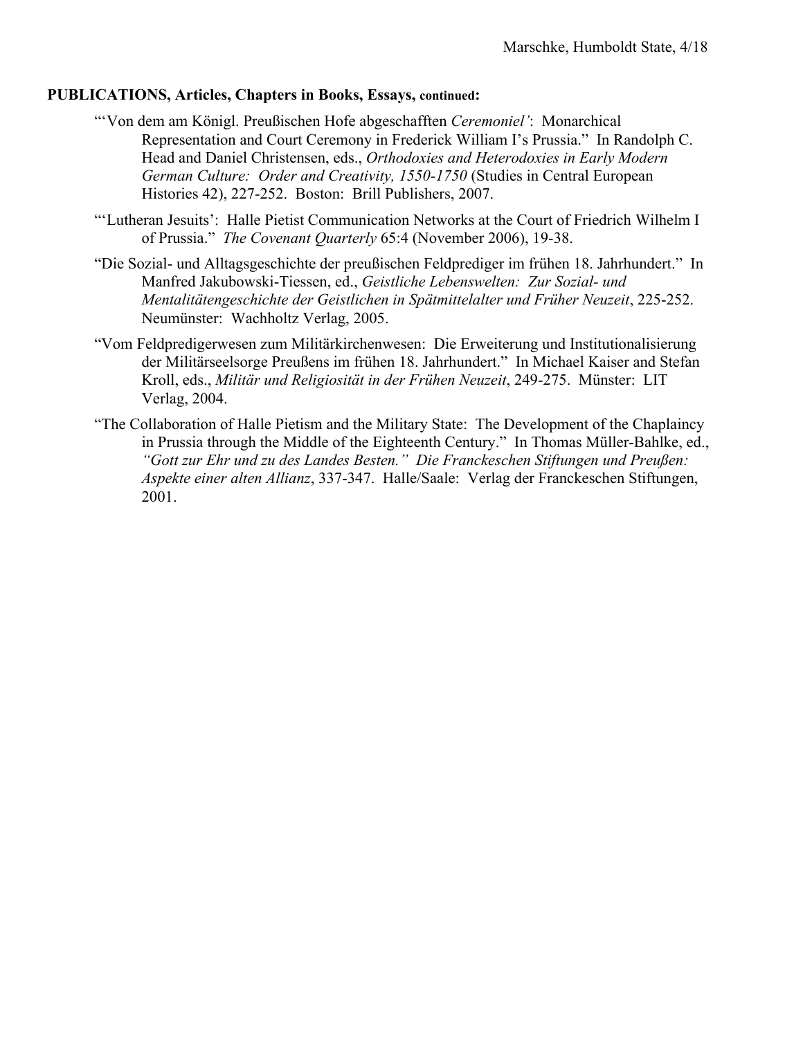**PUBLICATIONS, Articles, Chapters in Books, Essays, continued:**

"'Von dem am Königl. Preußischen Hofe abgeschafften *Ceremoniel'*: Monarchical Representation and Court Ceremony in Frederick William I's Prussia." In Randolph C. Head and Daniel Christensen, eds., *Orthodoxies and Heterodoxies in Early Modern German Culture: Order and Creativity, 1550-1750* (Studies in Central European Histories 42), 227-252. Boston: Brill Publishers, 2007.

"'Lutheran Jesuits': Halle Pietist Communication Networks at the Court of Friedrich Wilhelm I of Prussia." *The Covenant Quarterly* 65:4 (November 2006), 19-38.

"Die Sozial- und Alltagsgeschichte der preußischen Feldprediger im frühen 18. Jahrhundert." In Manfred Jakubowski-Tiessen, ed., *Geistliche Lebenswelten: Zur Sozial- und Mentalitätengeschichte der Geistlichen in Spätmittelalter und Früher Neuzeit*, 225-252. Neumünster: Wachholtz Verlag, 2005.

"Vom Feldpredigerwesen zum Militärkirchenwesen: Die Erweiterung und Institutionalisierung der Militärseelsorge Preußens im frühen 18. Jahrhundert." In Michael Kaiser and Stefan Kroll, eds., *Militär und Religiosität in der Frühen Neuzeit*, 249-275. Münster: LIT Verlag, 2004.

"The Collaboration of Halle Pietism and the Military State: The Development of the Chaplaincy in Prussia through the Middle of the Eighteenth Century." In Thomas Müller-Bahlke, ed., *"Gott zur Ehr und zu des Landes Besten." Die Franckeschen Stiftungen und Preußen: Aspekte einer alten Allianz*, 337-347. Halle/Saale: Verlag der Franckeschen Stiftungen, 2001.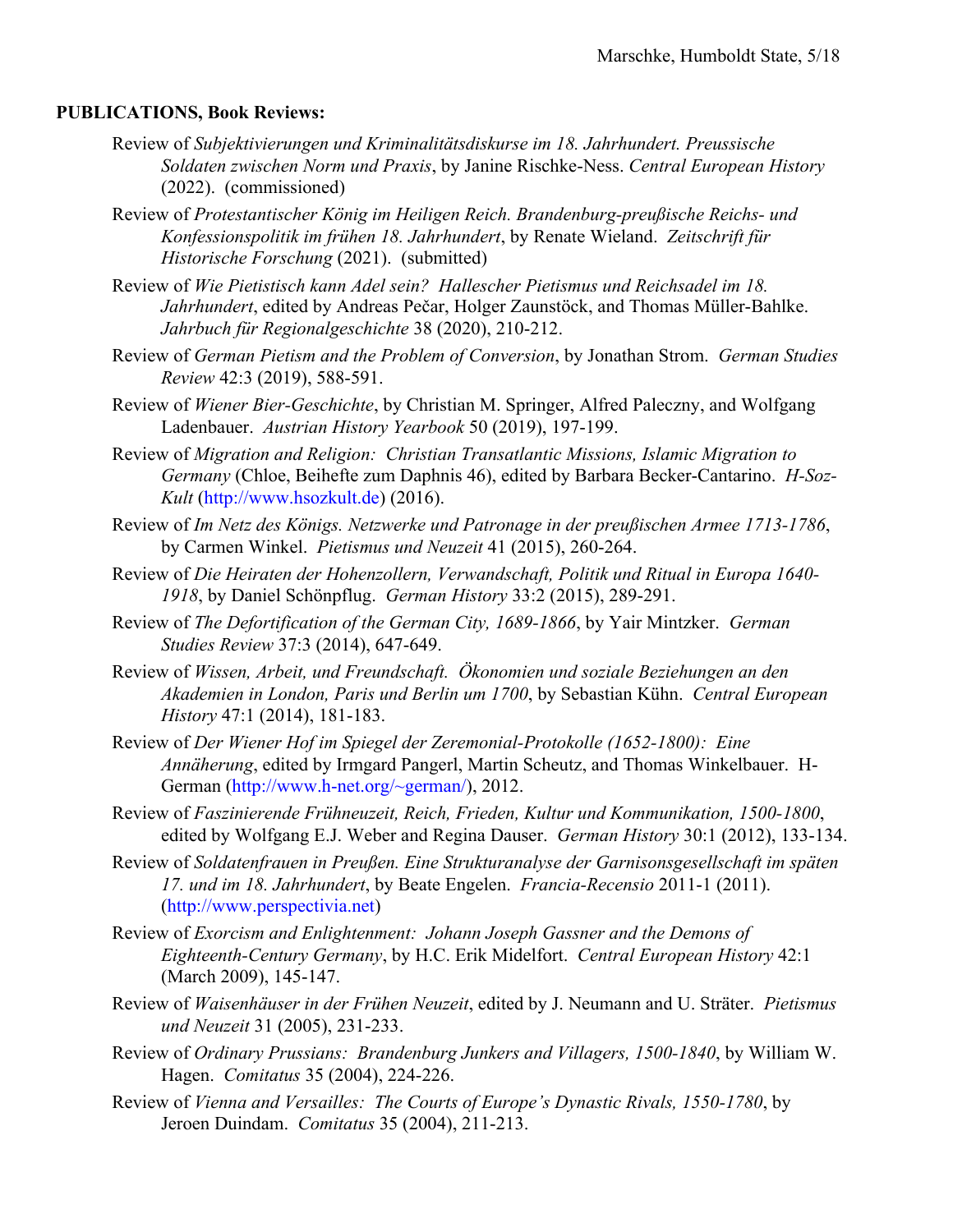**PUBLICATIONS, Book Reviews:**

Review of *Subjektivierungen und Kriminalitätsdiskurse im 18. Jahrhundert. Preussische Soldaten zwischen Norm und Praxis*, by Janine Rischke-Ness. *Central European History* (2022). (commissioned)

Review of *Protestantischer König im Heiligen Reich. Brandenburg-preußische Reichs- und Konfessionspolitik im frühen 18. Jahrhundert*, by Renate Wieland. *Zeitschrift für Historische Forschung* (2021). (submitted)

Review of *Wie Pietistisch kann Adel sein? Hallescher Pietismus und Reichsadel im 18. Jahrhundert*, edited by Andreas Pečar, Holger Zaunstöck, and Thomas Müller-Bahlke. *Jahrbuch für Regionalgeschichte* 38 (2020), 210-212.

Review of *German Pietism and the Problem of Conversion*, by Jonathan Strom. *German Studies Review* 42:3 (2019), 588-591.

Review of *Wiener Bier-Geschichte*, by Christian M. Springer, Alfred Paleczny, and Wolfgang Ladenbauer. *Austrian History Yearbook* 50 (2019), 197-199.

Review of *Migration and Religion: Christian Transatlantic Missions, Islamic Migration to Germany* (Chloe, Beihefte zum Daphnis 46), edited by Barbara Becker-Cantarino. *H-Soz-Kult* (http://www.hsozkult.de) (2016).

Review of *Im Netz des Königs. Netzwerke und Patronage in der preußischen Armee 1713-1786*, by Carmen Winkel. *Pietismus und Neuzeit* 41 (2015), 260-264.

Review of *Die Heiraten der Hohenzollern, Verwandschaft, Politik und Ritual in Europa 1640-1918*, by Daniel Schönpflug. *German History* 33:2 (2015), 289-291.

Review of *The Defortification of the German City, 1689-1866*, by Yair Mintzker. *German Studies Review* 37:3 (2014), 647-649.

Review of *Wissen, Arbeit, und Freundschaft. Ökonomien und soziale Beziehungen an den Akademien in London, Paris und Berlin um 1700*, by Sebastian Kühn. *Central European History* 47:1 (2014), 181-183.

Review of *Der Wiener Hof im Spiegel der Zeremonial-Protokolle (1652-1800): Eine Annäherung*, edited by Irmgard Pangerl, Martin Scheutz, and Thomas Winkelbauer. H-German (http://www.h-net.org/~german/), 2012.

Review of *Faszinierende Frühneuzeit, Reich, Frieden, Kultur und Kommunikation, 1500-1800*, edited by Wolfgang E.J. Weber and Regina Dauser. *German History* 30:1 (2012), 133-134.

Review of *Soldatenfrauen in Preußen. Eine Strukturanalyse der Garnisonsgesellschaft im späten 17. und im 18. Jahrhundert*, by Beate Engelen. *Francia-Recensio* 2011-1 (2011). (http://www.perspectivia.net)

Review of *Exorcism and Enlightenment: Johann Joseph Gassner and the Demons of Eighteenth-Century Germany*, by H.C. Erik Midelfort. *Central European History* 42:1 (March 2009), 145-147.

Review of *Waisenhäuser in der Frühen Neuzeit*, edited by J. Neumann and U. Sträter. *Pietismus und Neuzeit* 31 (2005), 231-233.

Review of *Ordinary Prussians: Brandenburg Junkers and Villagers, 1500-1840*, by William W. Hagen. *Comitatus* 35 (2004), 224-226.

Review of *Vienna and Versailles: The Courts of Europe's Dynastic Rivals, 1550-1780*, by Jeroen Duindam. *Comitatus* 35 (2004), 211-213.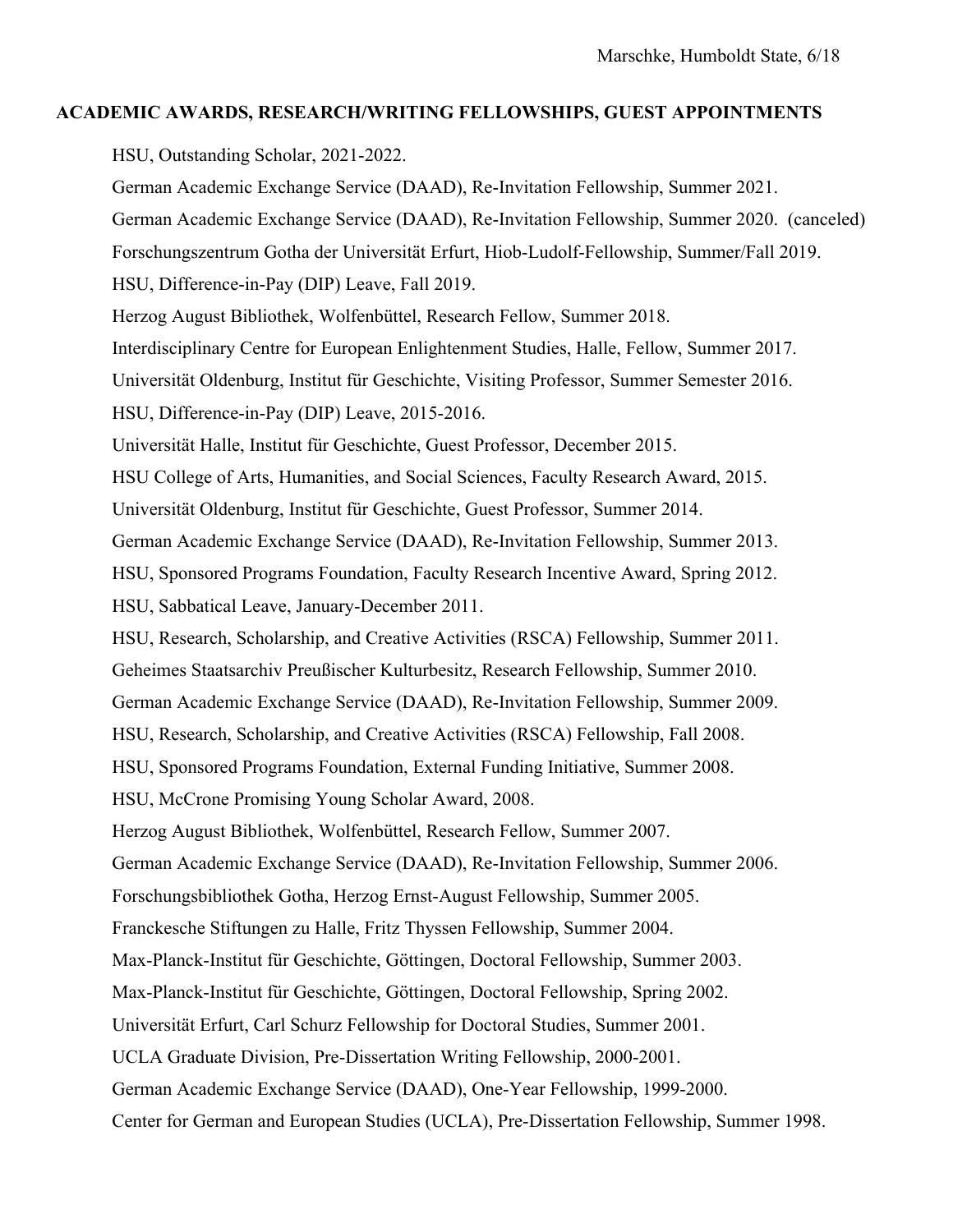**ACADEMIC AWARDS, RESEARCH/WRITING FELLOWSHIPS, GUEST APPOINTMENTS**

HSU, Outstanding Scholar, 2021-2022.

German Academic Exchange Service (DAAD), Re-Invitation Fellowship, Summer 2021.

German Academic Exchange Service (DAAD), Re-Invitation Fellowship, Summer 2020. (canceled)

Forschungszentrum Gotha der Universität Erfurt, Hiob-Ludolf-Fellowship, Summer/Fall 2019.

HSU, Difference-in-Pay (DIP) Leave, Fall 2019.

Herzog August Bibliothek, Wolfenbüttel, Research Fellow, Summer 2018.

Interdisciplinary Centre for European Enlightenment Studies, Halle, Fellow, Summer 2017.

Universität Oldenburg, Institut für Geschichte, Visiting Professor, Summer Semester 2016.

HSU, Difference-in-Pay (DIP) Leave, 2015-2016.

Universität Halle, Institut für Geschichte, Guest Professor, December 2015.

HSU College of Arts, Humanities, and Social Sciences, Faculty Research Award, 2015.

Universität Oldenburg, Institut für Geschichte, Guest Professor, Summer 2014.

German Academic Exchange Service (DAAD), Re-Invitation Fellowship, Summer 2013.

HSU, Sponsored Programs Foundation, Faculty Research Incentive Award, Spring 2012.

HSU, Sabbatical Leave, January-December 2011.

HSU, Research, Scholarship, and Creative Activities (RSCA) Fellowship, Summer 2011.

Geheimes Staatsarchiv Preußischer Kulturbesitz, Research Fellowship, Summer 2010.

German Academic Exchange Service (DAAD), Re-Invitation Fellowship, Summer 2009.

HSU, Research, Scholarship, and Creative Activities (RSCA) Fellowship, Fall 2008.

HSU, Sponsored Programs Foundation, External Funding Initiative, Summer 2008.

HSU, McCrone Promising Young Scholar Award, 2008.

Herzog August Bibliothek, Wolfenbüttel, Research Fellow, Summer 2007.

German Academic Exchange Service (DAAD), Re-Invitation Fellowship, Summer 2006.

Forschungsbibliothek Gotha, Herzog Ernst-August Fellowship, Summer 2005.

Franckesche Stiftungen zu Halle, Fritz Thyssen Fellowship, Summer 2004.

Max-Planck-Institut für Geschichte, Göttingen, Doctoral Fellowship, Summer 2003.

Max-Planck-Institut für Geschichte, Göttingen, Doctoral Fellowship, Spring 2002.

Universität Erfurt, Carl Schurz Fellowship for Doctoral Studies, Summer 2001.

UCLA Graduate Division, Pre-Dissertation Writing Fellowship, 2000-2001.

German Academic Exchange Service (DAAD), One-Year Fellowship, 1999-2000.

Center for German and European Studies (UCLA), Pre-Dissertation Fellowship, Summer 1998.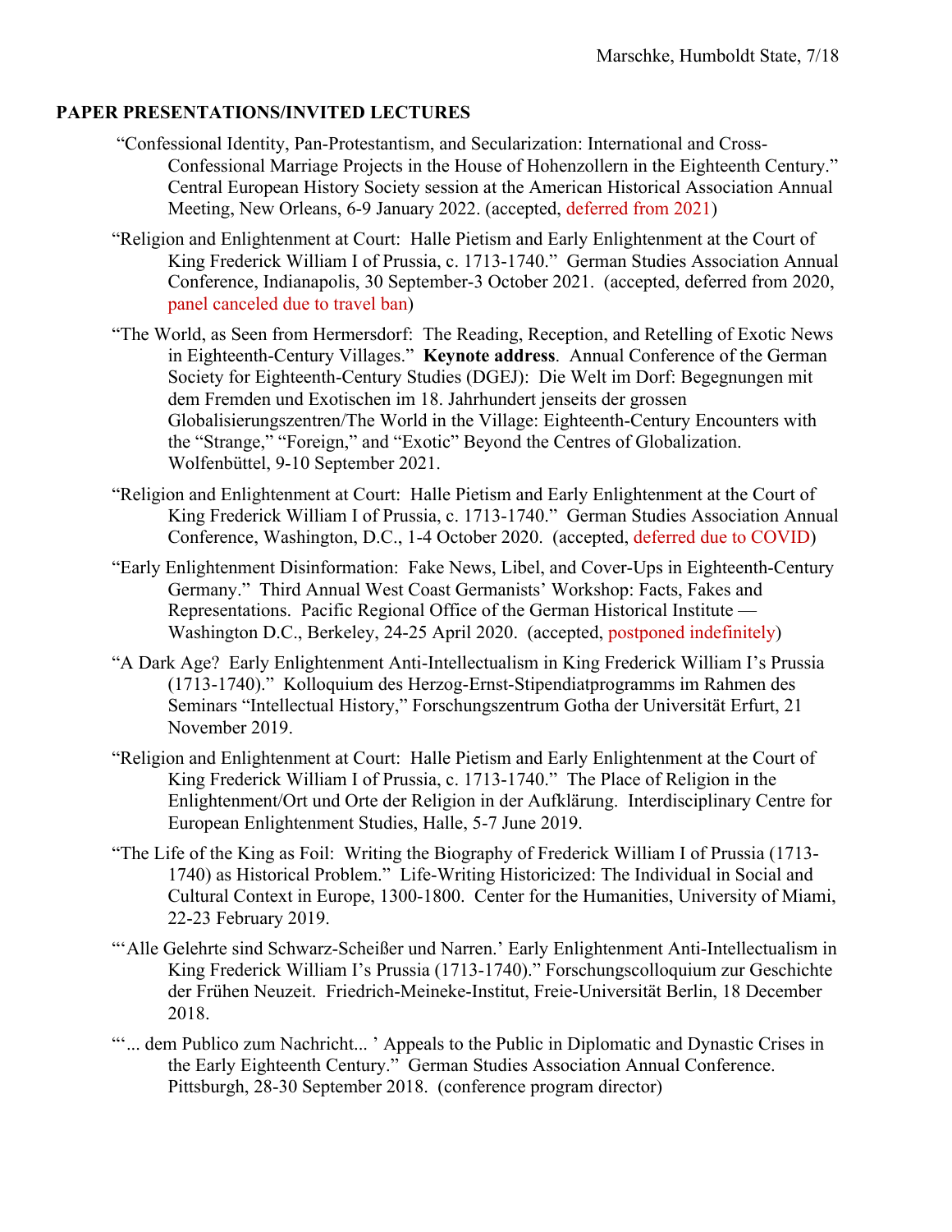**PAPER PRESENTATIONS/INVITED LECTURES**

"Confessional Identity, Pan-Protestantism, and Secularization: International and Cross-Confessional Marriage Projects in the House of Hohenzollern in the Eighteenth Century." Central European History Society session at the American Historical Association Annual Meeting, New Orleans, 6-9 January 2022. (accepted, deferred from 2021)

"Religion and Enlightenment at Court: Halle Pietism and Early Enlightenment at the Court of King Frederick William I of Prussia, c. 1713-1740." German Studies Association Annual Conference, Indianapolis, 30 September-3 October 2021. (accepted, deferred from 2020, panel canceled due to travel ban)

"The World, as Seen from Hermersdorf: The Reading, Reception, and Retelling of Exotic News in Eighteenth-Century Villages." **Keynote address**. Annual Conference of the German Society for Eighteenth-Century Studies (DGEJ): Die Welt im Dorf: Begegnungen mit dem Fremden und Exotischen im 18. Jahrhundert jenseits der grossen Globalisierungszentren/The World in the Village: Eighteenth-Century Encounters with the "Strange," "Foreign," and "Exotic" Beyond the Centres of Globalization. Wolfenbüttel, 9-10 September 2021.

"Religion and Enlightenment at Court: Halle Pietism and Early Enlightenment at the Court of King Frederick William I of Prussia, c. 1713-1740." German Studies Association Annual Conference, Washington, D.C., 1-4 October 2020. (accepted, deferred due to COVID)

"Early Enlightenment Disinformation: Fake News, Libel, and Cover-Ups in Eighteenth-Century Germany." Third Annual West Coast Germanists' Workshop: Facts, Fakes and Representations. Pacific Regional Office of the German Historical Institute — Washington D.C., Berkeley, 24-25 April 2020. (accepted, postponed indefinitely)

"A Dark Age? Early Enlightenment Anti-Intellectualism in King Frederick William I's Prussia (1713-1740)." Kolloquium des Herzog-Ernst-Stipendiatprogramms im Rahmen des Seminars "Intellectual History," Forschungszentrum Gotha der Universität Erfurt, 21 November 2019.

"Religion and Enlightenment at Court: Halle Pietism and Early Enlightenment at the Court of King Frederick William I of Prussia, c. 1713-1740." The Place of Religion in the Enlightenment/Ort und Orte der Religion in der Aufklärung. Interdisciplinary Centre for European Enlightenment Studies, Halle, 5-7 June 2019.

"The Life of the King as Foil: Writing the Biography of Frederick William I of Prussia (1713-1740) as Historical Problem." Life-Writing Historicized: The Individual in Social and Cultural Context in Europe, 1300-1800. Center for the Humanities, University of Miami, 22-23 February 2019.

"'Alle Gelehrte sind Schwarz-Scheißer und Narren.' Early Enlightenment Anti-Intellectualism in King Frederick William I's Prussia (1713-1740)." Forschungscolloquium zur Geschichte der Frühen Neuzeit. Friedrich-Meineke-Institut, Freie-Universität Berlin, 18 December 2018.

"'... dem Publico zum Nachricht... ' Appeals to the Public in Diplomatic and Dynastic Crises in the Early Eighteenth Century." German Studies Association Annual Conference. Pittsburgh, 28-30 September 2018. (conference program director)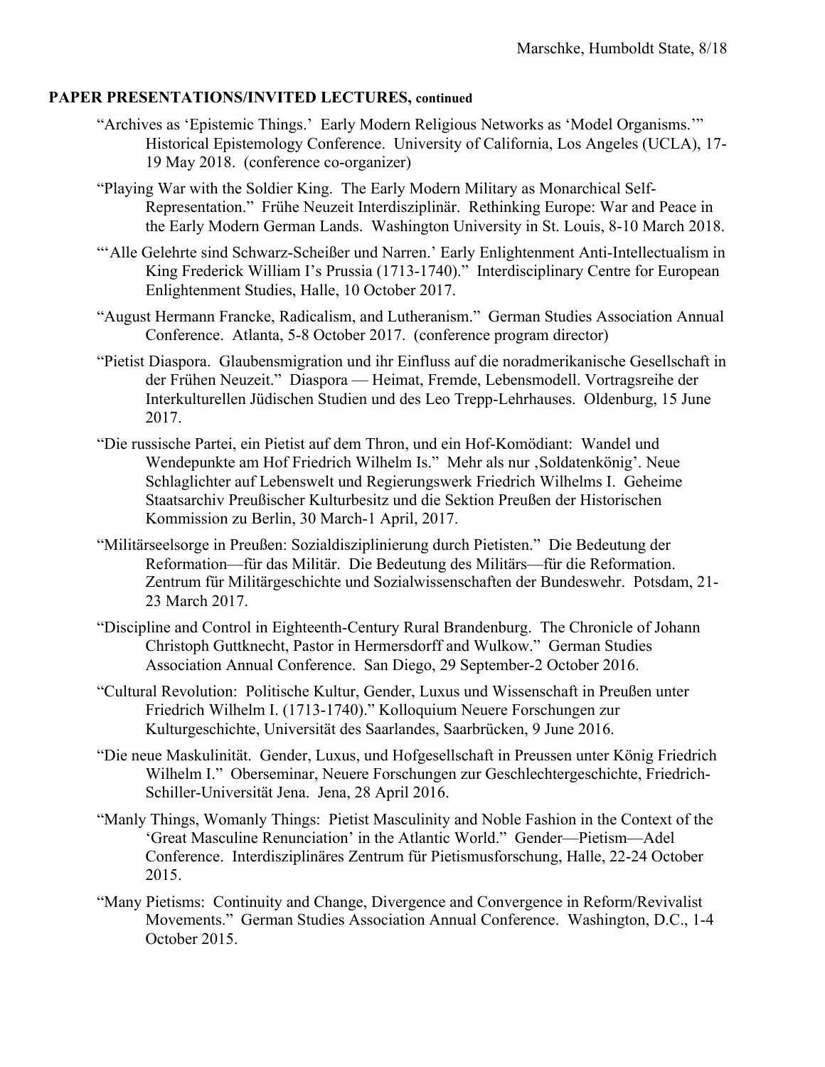**PAPER PRESENTATIONS/INVITED LECTURES, continued**

"Archives as 'Epistemic Things.' Early Modern Religious Networks as 'Model Organisms.'" Historical Epistemology Conference. University of California, Los Angeles (UCLA), 17-19 May 2018. (conference co-organizer)

"Playing War with the Soldier King. The Early Modern Military as Monarchical Self-Representation." Frühe Neuzeit Interdisziplinär. Rethinking Europe: War and Peace in the Early Modern German Lands. Washington University in St. Louis, 8-10 March 2018.

"'Alle Gelehrte sind Schwarz-Scheißer und Narren.' Early Enlightenment Anti-Intellectualism in King Frederick William I's Prussia (1713-1740)." Interdisciplinary Centre for European Enlightenment Studies, Halle, 10 October 2017.

"August Hermann Francke, Radicalism, and Lutheranism." German Studies Association Annual Conference. Atlanta, 5-8 October 2017. (conference program director)

"Pietist Diaspora. Glaubensmigration und ihr Einfluss auf die noradmerikanische Gesellschaft in der Frühen Neuzeit." Diaspora — Heimat, Fremde, Lebensmodell. Vortragsreihe der Interkulturellen Jüdischen Studien und des Leo Trepp-Lehrhauses. Oldenburg, 15 June 2017.

"Die russische Partei, ein Pietist auf dem Thron, und ein Hof-Komödiant: Wandel und Wendepunkte am Hof Friedrich Wilhelm Is." Mehr als nur ‚Soldatenkönig'. Neue Schlaglichter auf Lebenswelt und Regierungswerk Friedrich Wilhelms I. Geheime Staatsarchiv Preußischer Kulturbesitz und die Sektion Preußen der Historischen Kommission zu Berlin, 30 March-1 April, 2017.

"Militärseelsorge in Preußen: Sozialdisziplinierung durch Pietisten." Die Bedeutung der Reformation—für das Militär. Die Bedeutung des Militärs—für die Reformation. Zentrum für Militärgeschichte und Sozialwissenschaften der Bundeswehr. Potsdam, 21-23 March 2017.

"Discipline and Control in Eighteenth-Century Rural Brandenburg. The Chronicle of Johann Christoph Guttknecht, Pastor in Hermersdorff and Wulkow." German Studies Association Annual Conference. San Diego, 29 September-2 October 2016.

"Cultural Revolution: Politische Kultur, Gender, Luxus und Wissenschaft in Preußen unter Friedrich Wilhelm I. (1713-1740)." Kolloquium Neuere Forschungen zur Kulturgeschichte, Universität des Saarlandes, Saarbrücken, 9 June 2016.

"Die neue Maskulinität. Gender, Luxus, und Hofgesellschaft in Preussen unter König Friedrich Wilhelm I." Oberseminar, Neuere Forschungen zur Geschlechtergeschichte, Friedrich-Schiller-Universität Jena. Jena, 28 April 2016.

"Manly Things, Womanly Things: Pietist Masculinity and Noble Fashion in the Context of the 'Great Masculine Renunciation' in the Atlantic World." Gender—Pietism—Adel Conference. Interdisziplinäres Zentrum für Pietismusforschung, Halle, 22-24 October 2015.

"Many Pietisms: Continuity and Change, Divergence and Convergence in Reform/Revivalist Movements." German Studies Association Annual Conference. Washington, D.C., 1-4 October 2015.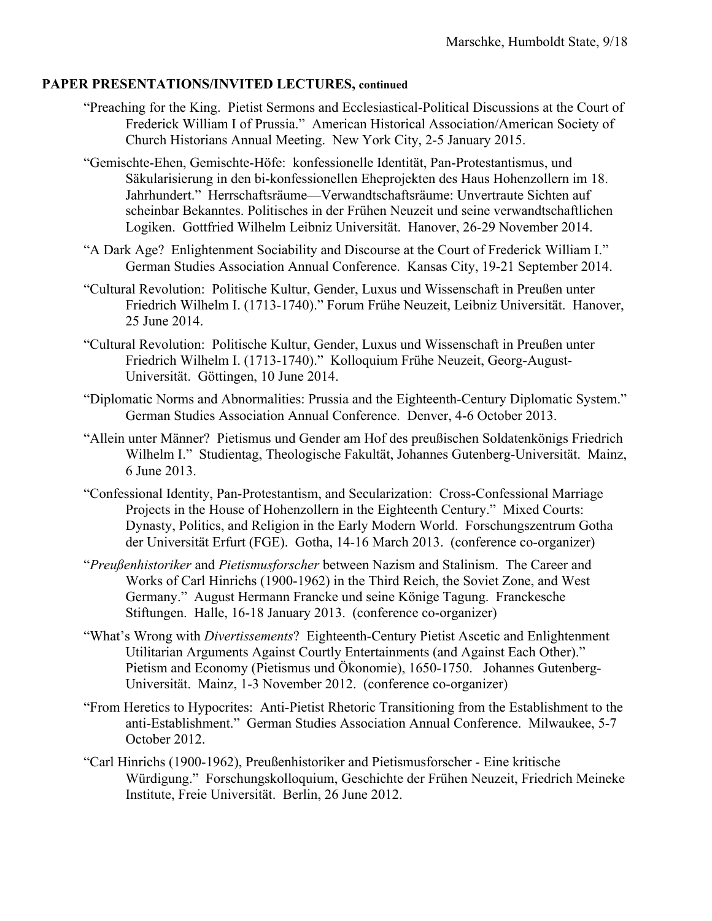**PAPER PRESENTATIONS/INVITED LECTURES, continued**

"Preaching for the King. Pietist Sermons and Ecclesiastical-Political Discussions at the Court of Frederick William I of Prussia." American Historical Association/American Society of Church Historians Annual Meeting. New York City, 2-5 January 2015.

"Gemischte-Ehen, Gemischte-Höfe: konfessionelle Identität, Pan-Protestantismus, und Säkularisierung in den bi-konfessionellen Eheprojekten des Haus Hohenzollern im 18. Jahrhundert." Herrschaftsräume—Verwandtschaftsräume: Unvertraute Sichten auf scheinbar Bekanntes. Politisches in der Frühen Neuzeit und seine verwandtschaftlichen Logiken. Gottfried Wilhelm Leibniz Universität. Hanover, 26-29 November 2014.

"A Dark Age? Enlightenment Sociability and Discourse at the Court of Frederick William I." German Studies Association Annual Conference. Kansas City, 19-21 September 2014.

"Cultural Revolution: Politische Kultur, Gender, Luxus und Wissenschaft in Preußen unter Friedrich Wilhelm I. (1713-1740)." Forum Frühe Neuzeit, Leibniz Universität. Hanover, 25 June 2014.

"Cultural Revolution: Politische Kultur, Gender, Luxus und Wissenschaft in Preußen unter Friedrich Wilhelm I. (1713-1740)." Kolloquium Frühe Neuzeit, Georg-August-Universität. Göttingen, 10 June 2014.

"Diplomatic Norms and Abnormalities: Prussia and the Eighteenth-Century Diplomatic System." German Studies Association Annual Conference. Denver, 4-6 October 2013.

"Allein unter Männer? Pietismus und Gender am Hof des preußischen Soldatenkönigs Friedrich Wilhelm I." Studientag, Theologische Fakultät, Johannes Gutenberg-Universität. Mainz, 6 June 2013.

"Confessional Identity, Pan-Protestantism, and Secularization: Cross-Confessional Marriage Projects in the House of Hohenzollern in the Eighteenth Century." Mixed Courts: Dynasty, Politics, and Religion in the Early Modern World. Forschungszentrum Gotha der Universität Erfurt (FGE). Gotha, 14-16 March 2013. (conference co-organizer)

"*Preußenhistoriker* and *Pietismusforscher* between Nazism and Stalinism. The Career and Works of Carl Hinrichs (1900-1962) in the Third Reich, the Soviet Zone, and West Germany." August Hermann Francke und seine Könige Tagung. Franckesche Stiftungen. Halle, 16-18 January 2013. (conference co-organizer)

"What's Wrong with *Divertissements*? Eighteenth-Century Pietist Ascetic and Enlightenment Utilitarian Arguments Against Courtly Entertainments (and Against Each Other)." Pietism and Economy (Pietismus und Ökonomie), 1650-1750. Johannes Gutenberg-Universität. Mainz, 1-3 November 2012. (conference co-organizer)

"From Heretics to Hypocrites: Anti-Pietist Rhetoric Transitioning from the Establishment to the anti-Establishment." German Studies Association Annual Conference. Milwaukee, 5-7 October 2012.

"Carl Hinrichs (1900-1962), Preußenhistoriker and Pietismusforscher - Eine kritische Würdigung." Forschungskolloquium, Geschichte der Frühen Neuzeit, Friedrich Meineke Institute, Freie Universität. Berlin, 26 June 2012.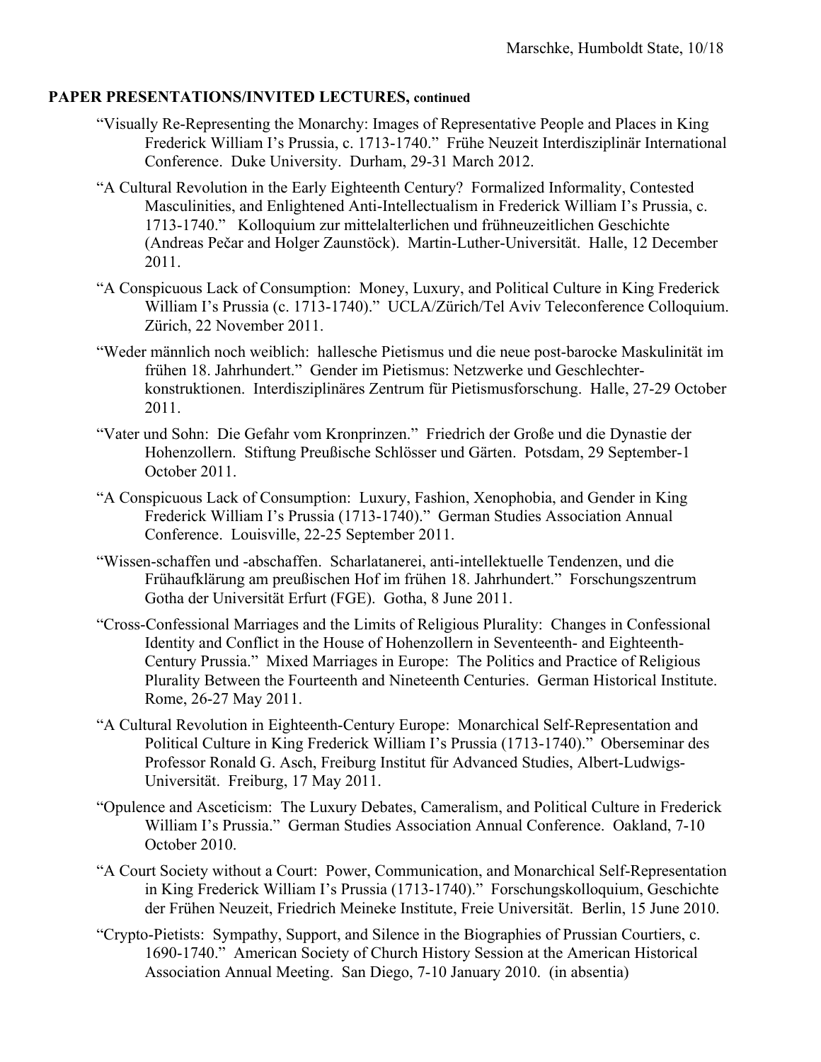**PAPER PRESENTATIONS/INVITED LECTURES, continued**

“Visually Re-Representing the Monarchy: Images of Representative People and Places in King Frederick William I’s Prussia, c. 1713-1740.” Frühe Neuzeit Interdisziplinär International Conference. Duke University. Durham, 29-31 March 2012.

“A Cultural Revolution in the Early Eighteenth Century? Formalized Informality, Contested Masculinities, and Enlightened Anti-Intellectualism in Frederick William I’s Prussia, c. 1713-1740.” Kolloquium zur mittelalterlichen und frühneuzeitlichen Geschichte (Andreas Pečar and Holger Zaunstöck). Martin-Luther-Universität. Halle, 12 December 2011.

“A Conspicuous Lack of Consumption: Money, Luxury, and Political Culture in King Frederick William I’s Prussia (c. 1713-1740).” UCLA/Zürich/Tel Aviv Teleconference Colloquium. Zürich, 22 November 2011.

“Weder männlich noch weiblich: hallesche Pietismus und die neue post-barocke Maskulinität im frühen 18. Jahrhundert.” Gender im Pietismus: Netzwerke und Geschlechter-konstruktionen. Interdisziplinäres Zentrum für Pietismusforschung. Halle, 27-29 October 2011.

“Vater und Sohn: Die Gefahr vom Kronprinzen.” Friedrich der Große und die Dynastie der Hohenzollern. Stiftung Preußische Schlösser und Gärten. Potsdam, 29 September-1 October 2011.

“A Conspicuous Lack of Consumption: Luxury, Fashion, Xenophobia, and Gender in King Frederick William I’s Prussia (1713-1740).” German Studies Association Annual Conference. Louisville, 22-25 September 2011.

“Wissen-schaffen und -abschaffen. Scharlatanerei, anti-intellektuelle Tendenzen, und die Frühaufklärung am preußischen Hof im frühen 18. Jahrhundert.” Forschungszentrum Gotha der Universität Erfurt (FGE). Gotha, 8 June 2011.

“Cross-Confessional Marriages and the Limits of Religious Plurality: Changes in Confessional Identity and Conflict in the House of Hohenzollern in Seventeenth- and Eighteenth-Century Prussia.” Mixed Marriages in Europe: The Politics and Practice of Religious Plurality Between the Fourteenth and Nineteenth Centuries. German Historical Institute. Rome, 26-27 May 2011.

“A Cultural Revolution in Eighteenth-Century Europe: Monarchical Self-Representation and Political Culture in King Frederick William I’s Prussia (1713-1740).” Oberseminar des Professor Ronald G. Asch, Freiburg Institut für Advanced Studies, Albert-Ludwigs-Universität. Freiburg, 17 May 2011.

“Opulence and Asceticism: The Luxury Debates, Cameralism, and Political Culture in Frederick William I’s Prussia.” German Studies Association Annual Conference. Oakland, 7-10 October 2010.

“A Court Society without a Court: Power, Communication, and Monarchical Self-Representation in King Frederick William I’s Prussia (1713-1740).” Forschungskolloquium, Geschichte der Frühen Neuzeit, Friedrich Meineke Institute, Freie Universität. Berlin, 15 June 2010.

“Crypto-Pietists: Sympathy, Support, and Silence in the Biographies of Prussian Courtiers, c. 1690-1740.” American Society of Church History Session at the American Historical Association Annual Meeting. San Diego, 7-10 January 2010. (in absentia)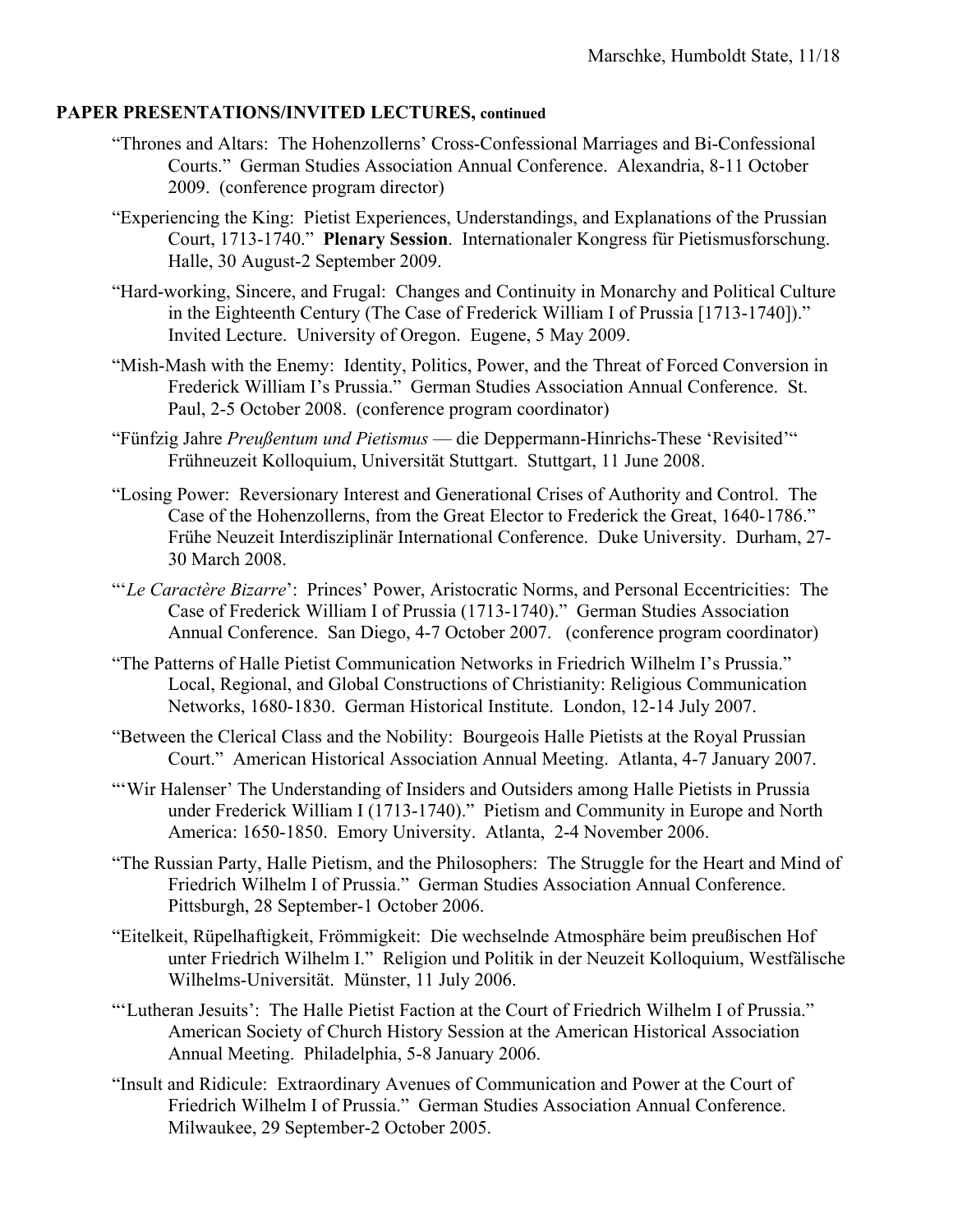**PAPER PRESENTATIONS/INVITED LECTURES, continued**

"Thrones and Altars: The Hohenzollerns' Cross-Confessional Marriages and Bi-Confessional Courts." German Studies Association Annual Conference. Alexandria, 8-11 October 2009. (conference program director)

"Experiencing the King: Pietist Experiences, Understandings, and Explanations of the Prussian Court, 1713-1740." **Plenary Session**. Internationaler Kongress für Pietismusforschung. Halle, 30 August-2 September 2009.

"Hard-working, Sincere, and Frugal: Changes and Continuity in Monarchy and Political Culture in the Eighteenth Century (The Case of Frederick William I of Prussia [1713-1740])." Invited Lecture. University of Oregon. Eugene, 5 May 2009.

"Mish-Mash with the Enemy: Identity, Politics, Power, and the Threat of Forced Conversion in Frederick William I's Prussia." German Studies Association Annual Conference. St. Paul, 2-5 October 2008. (conference program coordinator)

"Fünfzig Jahre *Preußentum und Pietismus* — die Deppermann-Hinrichs-These 'Revisited'" Frühneuzeit Kolloquium, Universität Stuttgart. Stuttgart, 11 June 2008.

"Losing Power: Reversionary Interest and Generational Crises of Authority and Control. The Case of the Hohenzollerns, from the Great Elector to Frederick the Great, 1640-1786." Frühe Neuzeit Interdisziplinär International Conference. Duke University. Durham, 27-30 March 2008.

"'*Le Caractère Bizarre*': Princes' Power, Aristocratic Norms, and Personal Eccentricities: The Case of Frederick William I of Prussia (1713-1740)." German Studies Association Annual Conference. San Diego, 4-7 October 2007. (conference program coordinator)

"The Patterns of Halle Pietist Communication Networks in Friedrich Wilhelm I's Prussia." Local, Regional, and Global Constructions of Christianity: Religious Communication Networks, 1680-1830. German Historical Institute. London, 12-14 July 2007.

"Between the Clerical Class and the Nobility: Bourgeois Halle Pietists at the Royal Prussian Court." American Historical Association Annual Meeting. Atlanta, 4-7 January 2007.

"'Wir Halenser' The Understanding of Insiders and Outsiders among Halle Pietists in Prussia under Frederick William I (1713-1740)." Pietism and Community in Europe and North America: 1650-1850. Emory University. Atlanta, 2-4 November 2006.

"The Russian Party, Halle Pietism, and the Philosophers: The Struggle for the Heart and Mind of Friedrich Wilhelm I of Prussia." German Studies Association Annual Conference. Pittsburgh, 28 September-1 October 2006.

"Eitelkeit, Rüpelhaftigkeit, Frömmigkeit: Die wechselnde Atmosphäre beim preußischen Hof unter Friedrich Wilhelm I." Religion und Politik in der Neuzeit Kolloquium, Westfälische Wilhelms-Universität. Münster, 11 July 2006.

"'Lutheran Jesuits': The Halle Pietist Faction at the Court of Friedrich Wilhelm I of Prussia." American Society of Church History Session at the American Historical Association Annual Meeting. Philadelphia, 5-8 January 2006.

"Insult and Ridicule: Extraordinary Avenues of Communication and Power at the Court of Friedrich Wilhelm I of Prussia." German Studies Association Annual Conference. Milwaukee, 29 September-2 October 2005.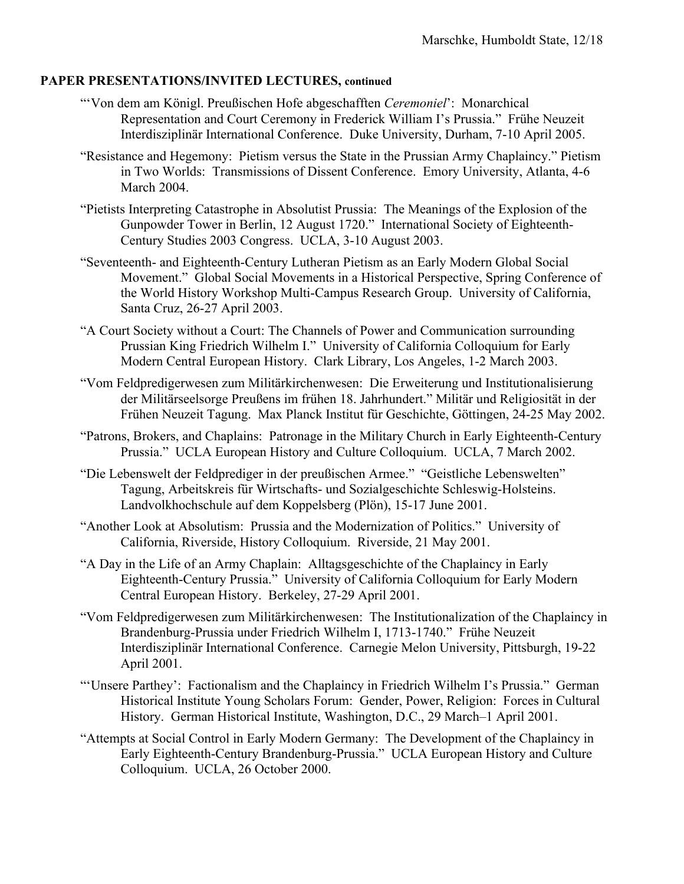**PAPER PRESENTATIONS/INVITED LECTURES, continued**

"'Von dem am Königl. Preußischen Hofe abgeschafften *Ceremoniel*': Monarchical Representation and Court Ceremony in Frederick William I's Prussia." Frühe Neuzeit Interdisziplinär International Conference. Duke University, Durham, 7-10 April 2005.

"Resistance and Hegemony: Pietism versus the State in the Prussian Army Chaplaincy." Pietism in Two Worlds: Transmissions of Dissent Conference. Emory University, Atlanta, 4-6 March 2004.

"Pietists Interpreting Catastrophe in Absolutist Prussia: The Meanings of the Explosion of the Gunpowder Tower in Berlin, 12 August 1720." International Society of Eighteenth-Century Studies 2003 Congress. UCLA, 3-10 August 2003.

"Seventeenth- and Eighteenth-Century Lutheran Pietism as an Early Modern Global Social Movement." Global Social Movements in a Historical Perspective, Spring Conference of the World History Workshop Multi-Campus Research Group. University of California, Santa Cruz, 26-27 April 2003.

"A Court Society without a Court: The Channels of Power and Communication surrounding Prussian King Friedrich Wilhelm I." University of California Colloquium for Early Modern Central European History. Clark Library, Los Angeles, 1-2 March 2003.

"Vom Feldpredigerwesen zum Militärkirchenwesen: Die Erweiterung und Institutionalisierung der Militärseelsorge Preußens im frühen 18. Jahrhundert." Militär und Religiosität in der Frühen Neuzeit Tagung. Max Planck Institut für Geschichte, Göttingen, 24-25 May 2002.

"Patrons, Brokers, and Chaplains: Patronage in the Military Church in Early Eighteenth-Century Prussia." UCLA European History and Culture Colloquium. UCLA, 7 March 2002.

"Die Lebenswelt der Feldprediger in der preußischen Armee." "Geistliche Lebenswelten" Tagung, Arbeitskreis für Wirtschafts- und Sozialgeschichte Schleswig-Holsteins. Landvolkhochschule auf dem Koppelsberg (Plön), 15-17 June 2001.

"Another Look at Absolutism: Prussia and the Modernization of Politics." University of California, Riverside, History Colloquium. Riverside, 21 May 2001.

"A Day in the Life of an Army Chaplain: Alltagsgeschichte of the Chaplaincy in Early Eighteenth-Century Prussia." University of California Colloquium for Early Modern Central European History. Berkeley, 27-29 April 2001.

"Vom Feldpredigerwesen zum Militärkirchenwesen: The Institutionalization of the Chaplaincy in Brandenburg-Prussia under Friedrich Wilhelm I, 1713-1740." Frühe Neuzeit Interdisziplinär International Conference. Carnegie Melon University, Pittsburgh, 19-22 April 2001.

"'Unsere Parthey': Factionalism and the Chaplaincy in Friedrich Wilhelm I's Prussia." German Historical Institute Young Scholars Forum: Gender, Power, Religion: Forces in Cultural History. German Historical Institute, Washington, D.C., 29 March–1 April 2001.

"Attempts at Social Control in Early Modern Germany: The Development of the Chaplaincy in Early Eighteenth-Century Brandenburg-Prussia." UCLA European History and Culture Colloquium. UCLA, 26 October 2000.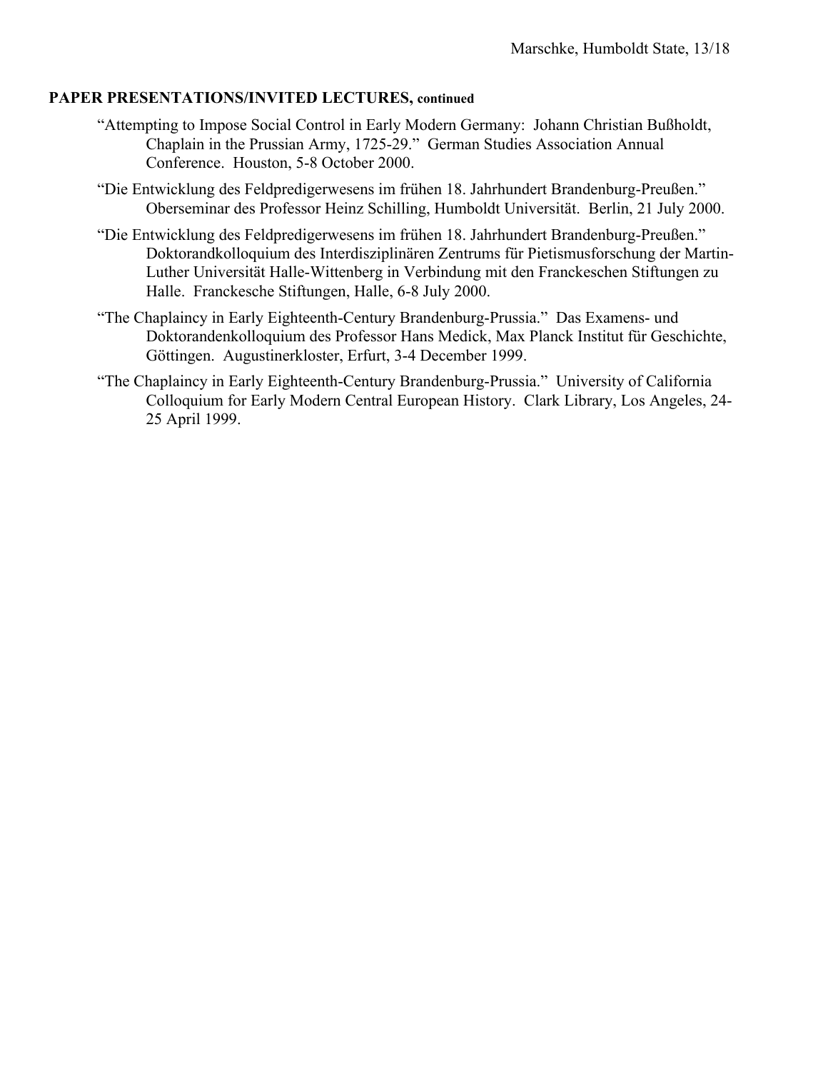**PAPER PRESENTATIONS/INVITED LECTURES, continued**

"Attempting to Impose Social Control in Early Modern Germany: Johann Christian Bußholdt, Chaplain in the Prussian Army, 1725-29." German Studies Association Annual Conference. Houston, 5-8 October 2000.

"Die Entwicklung des Feldpredigerwesens im frühen 18. Jahrhundert Brandenburg-Preußen." Oberseminar des Professor Heinz Schilling, Humboldt Universität. Berlin, 21 July 2000.

"Die Entwicklung des Feldpredigerwesens im frühen 18. Jahrhundert Brandenburg-Preußen." Doktorandkolloquium des Interdisziplinären Zentrums für Pietismusforschung der Martin-Luther Universität Halle-Wittenberg in Verbindung mit den Franckeschen Stiftungen zu Halle. Franckesche Stiftungen, Halle, 6-8 July 2000.

"The Chaplaincy in Early Eighteenth-Century Brandenburg-Prussia." Das Examens- und Doktorandenkolloquium des Professor Hans Medick, Max Planck Institut für Geschichte, Göttingen. Augustinerkloster, Erfurt, 3-4 December 1999.

"The Chaplaincy in Early Eighteenth-Century Brandenburg-Prussia." University of California Colloquium for Early Modern Central European History. Clark Library, Los Angeles, 24-25 April 1999.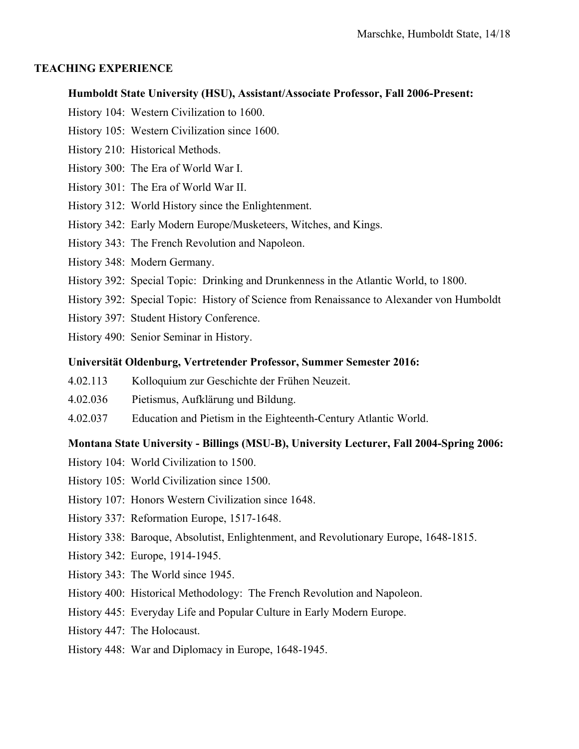## TEACHING EXPERIENCE

**Humboldt State University (HSU), Assistant/Associate Professor, Fall 2006-Present:**

History 104: Western Civilization to 1600.

History 105: Western Civilization since 1600.

History 210: Historical Methods.

History 300: The Era of World War I.

History 301: The Era of World War II.

History 312: World History since the Enlightenment.

History 342: Early Modern Europe/Musketeers, Witches, and Kings.

History 343: The French Revolution and Napoleon.

History 348: Modern Germany.

History 392: Special Topic: Drinking and Drunkenness in the Atlantic World, to 1800.

History 392: Special Topic: History of Science from Renaissance to Alexander von Humboldt

History 397: Student History Conference.

History 490: Senior Seminar in History.

**Universität Oldenburg, Vertretender Professor, Summer Semester 2016:**

4.02.113 Kolloquium zur Geschichte der Frühen Neuzeit.

4.02.036 Pietismus, Aufklärung und Bildung.

4.02.037 Education and Pietism in the Eighteenth-Century Atlantic World.

**Montana State University - Billings (MSU-B), University Lecturer, Fall 2004-Spring 2006:**

History 104: World Civilization to 1500.

History 105: World Civilization since 1500.

History 107: Honors Western Civilization since 1648.

History 337: Reformation Europe, 1517-1648.

History 338: Baroque, Absolutist, Enlightenment, and Revolutionary Europe, 1648-1815.

History 342: Europe, 1914-1945.

History 343: The World since 1945.

History 400: Historical Methodology: The French Revolution and Napoleon.

History 445: Everyday Life and Popular Culture in Early Modern Europe.

History 447: The Holocaust.

History 448: War and Diplomacy in Europe, 1648-1945.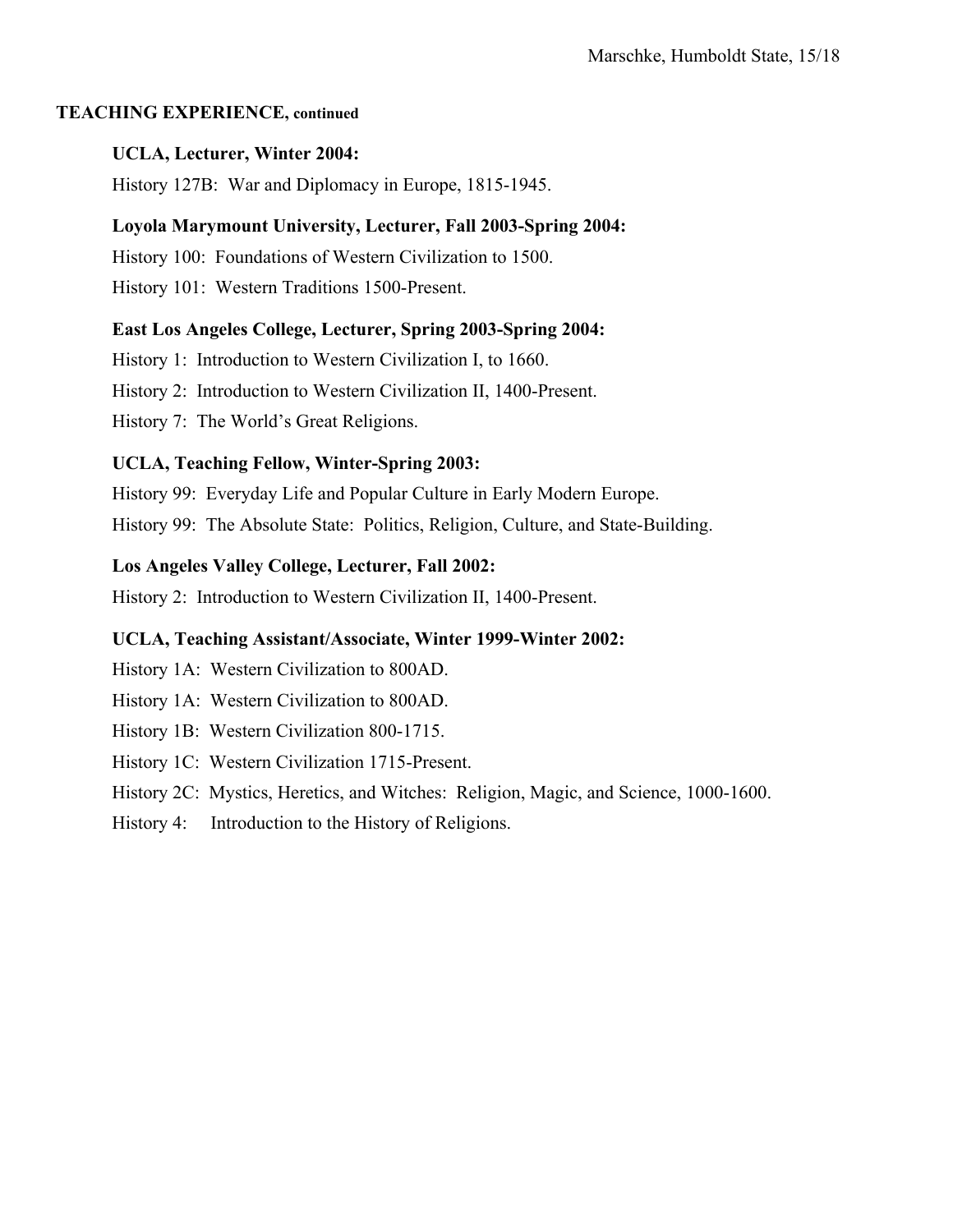## TEACHING EXPERIENCE, continued

**UCLA, Lecturer, Winter 2004:**

History 127B: War and Diplomacy in Europe, 1815-1945.

**Loyola Marymount University, Lecturer, Fall 2003-Spring 2004:**

History 100: Foundations of Western Civilization to 1500.

History 101: Western Traditions 1500-Present.

**East Los Angeles College, Lecturer, Spring 2003-Spring 2004:**

History 1: Introduction to Western Civilization I, to 1660.

History 2: Introduction to Western Civilization II, 1400-Present.

History 7: The World's Great Religions.

**UCLA, Teaching Fellow, Winter-Spring 2003:**

History 99: Everyday Life and Popular Culture in Early Modern Europe.

History 99: The Absolute State: Politics, Religion, Culture, and State-Building.

**Los Angeles Valley College, Lecturer, Fall 2002:**

History 2: Introduction to Western Civilization II, 1400-Present.

**UCLA, Teaching Assistant/Associate, Winter 1999-Winter 2002:**

History 1A: Western Civilization to 800AD.

History 1A: Western Civilization to 800AD.

History 1B: Western Civilization 800-1715.

History 1C: Western Civilization 1715-Present.

History 2C: Mystics, Heretics, and Witches: Religion, Magic, and Science, 1000-1600.

History 4: Introduction to the History of Religions.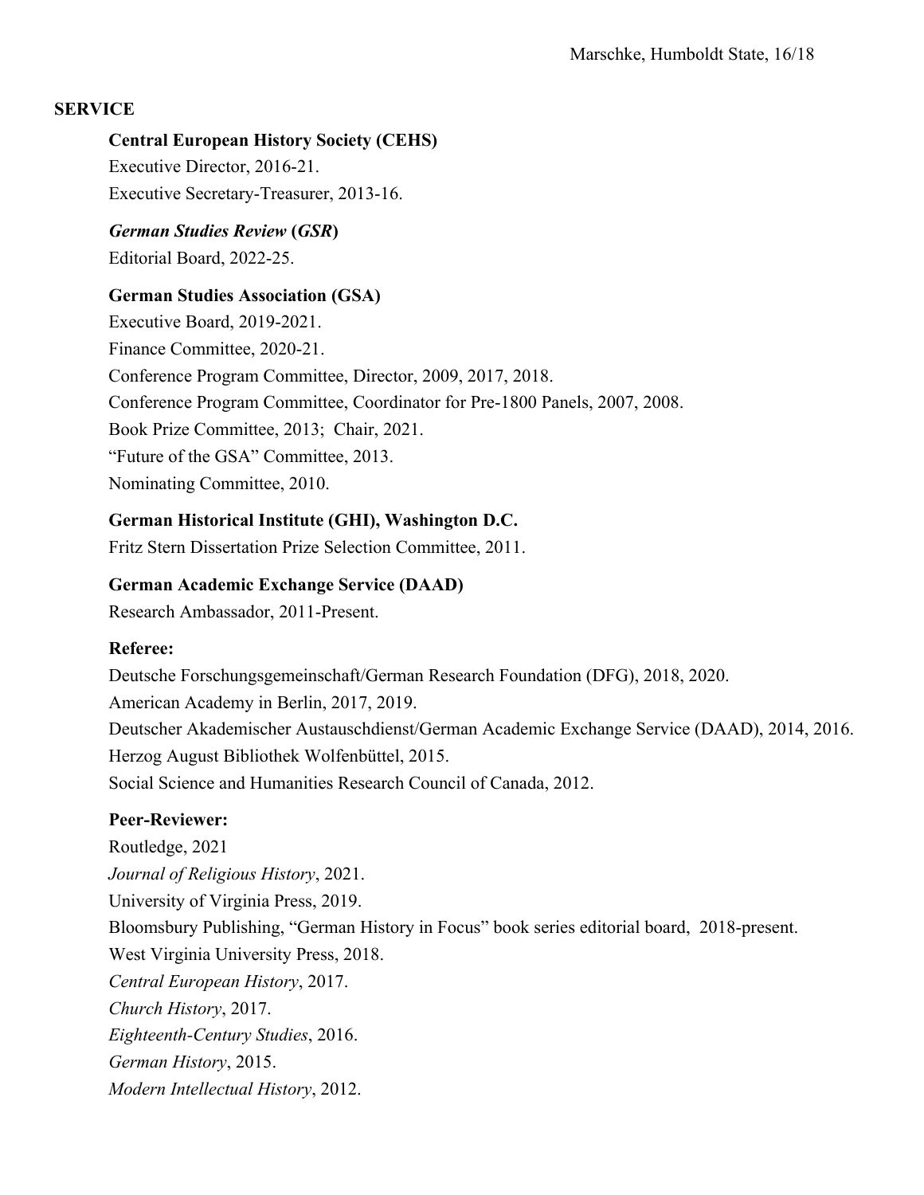## SERVICE

**Central European History Society (CEHS)**
Executive Director, 2016-21.
Executive Secretary-Treasurer, 2013-16.

***German Studies Review* (*GSR*)**
Editorial Board, 2022-25.

**German Studies Association (GSA)**
Executive Board, 2019-2021.
Finance Committee, 2020-21.
Conference Program Committee, Director, 2009, 2017, 2018.
Conference Program Committee, Coordinator for Pre-1800 Panels, 2007, 2008.
Book Prize Committee, 2013; Chair, 2021.
"Future of the GSA" Committee, 2013.
Nominating Committee, 2010.

**German Historical Institute (GHI), Washington D.C.**
Fritz Stern Dissertation Prize Selection Committee, 2011.

**German Academic Exchange Service (DAAD)**
Research Ambassador, 2011-Present.

**Referee:**
Deutsche Forschungsgemeinschaft/German Research Foundation (DFG), 2018, 2020.
American Academy in Berlin, 2017, 2019.
Deutscher Akademischer Austauschdienst/German Academic Exchange Service (DAAD), 2014, 2016.
Herzog August Bibliothek Wolfenbüttel, 2015.
Social Science and Humanities Research Council of Canada, 2012.

**Peer-Reviewer:**
Routledge, 2021
*Journal of Religious History*, 2021.
University of Virginia Press, 2019.
Bloomsbury Publishing, "German History in Focus" book series editorial board, 2018-present.
West Virginia University Press, 2018.
*Central European History*, 2017.
*Church History*, 2017.
*Eighteenth-Century Studies*, 2016.
*German History*, 2015.
*Modern Intellectual History*, 2012.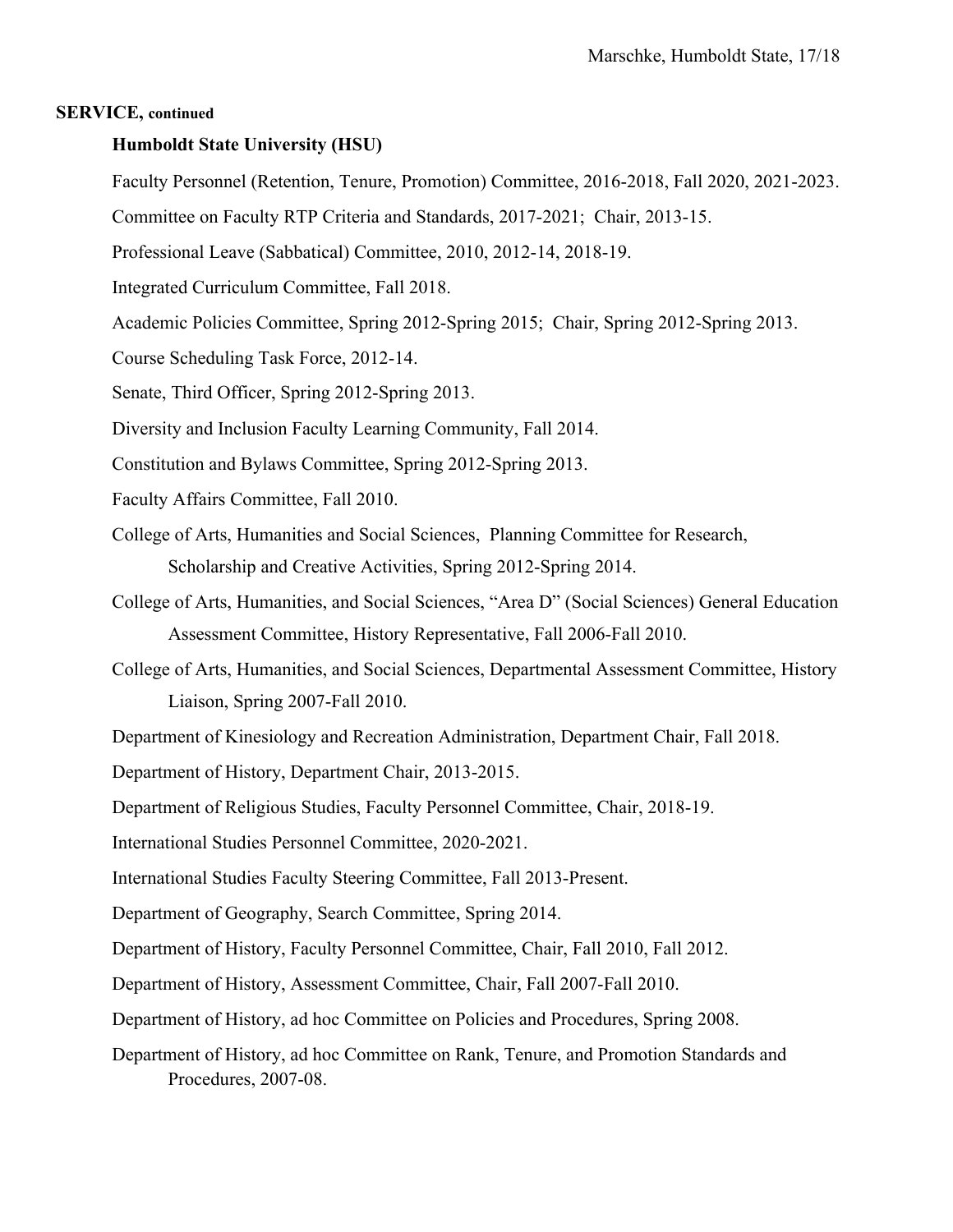**SERVICE, continued**

**Humboldt State University (HSU)**

Faculty Personnel (Retention, Tenure, Promotion) Committee, 2016-2018, Fall 2020, 2021-2023.

Committee on Faculty RTP Criteria and Standards, 2017-2021; Chair, 2013-15.

Professional Leave (Sabbatical) Committee, 2010, 2012-14, 2018-19.

Integrated Curriculum Committee, Fall 2018.

Academic Policies Committee, Spring 2012-Spring 2015; Chair, Spring 2012-Spring 2013.

Course Scheduling Task Force, 2012-14.

Senate, Third Officer, Spring 2012-Spring 2013.

Diversity and Inclusion Faculty Learning Community, Fall 2014.

Constitution and Bylaws Committee, Spring 2012-Spring 2013.

Faculty Affairs Committee, Fall 2010.

College of Arts, Humanities and Social Sciences, Planning Committee for Research, Scholarship and Creative Activities, Spring 2012-Spring 2014.

College of Arts, Humanities, and Social Sciences, "Area D" (Social Sciences) General Education Assessment Committee, History Representative, Fall 2006-Fall 2010.

College of Arts, Humanities, and Social Sciences, Departmental Assessment Committee, History Liaison, Spring 2007-Fall 2010.

Department of Kinesiology and Recreation Administration, Department Chair, Fall 2018.

Department of History, Department Chair, 2013-2015.

Department of Religious Studies, Faculty Personnel Committee, Chair, 2018-19.

International Studies Personnel Committee, 2020-2021.

International Studies Faculty Steering Committee, Fall 2013-Present.

Department of Geography, Search Committee, Spring 2014.

Department of History, Faculty Personnel Committee, Chair, Fall 2010, Fall 2012.

Department of History, Assessment Committee, Chair, Fall 2007-Fall 2010.

Department of History, ad hoc Committee on Policies and Procedures, Spring 2008.

Department of History, ad hoc Committee on Rank, Tenure, and Promotion Standards and Procedures, 2007-08.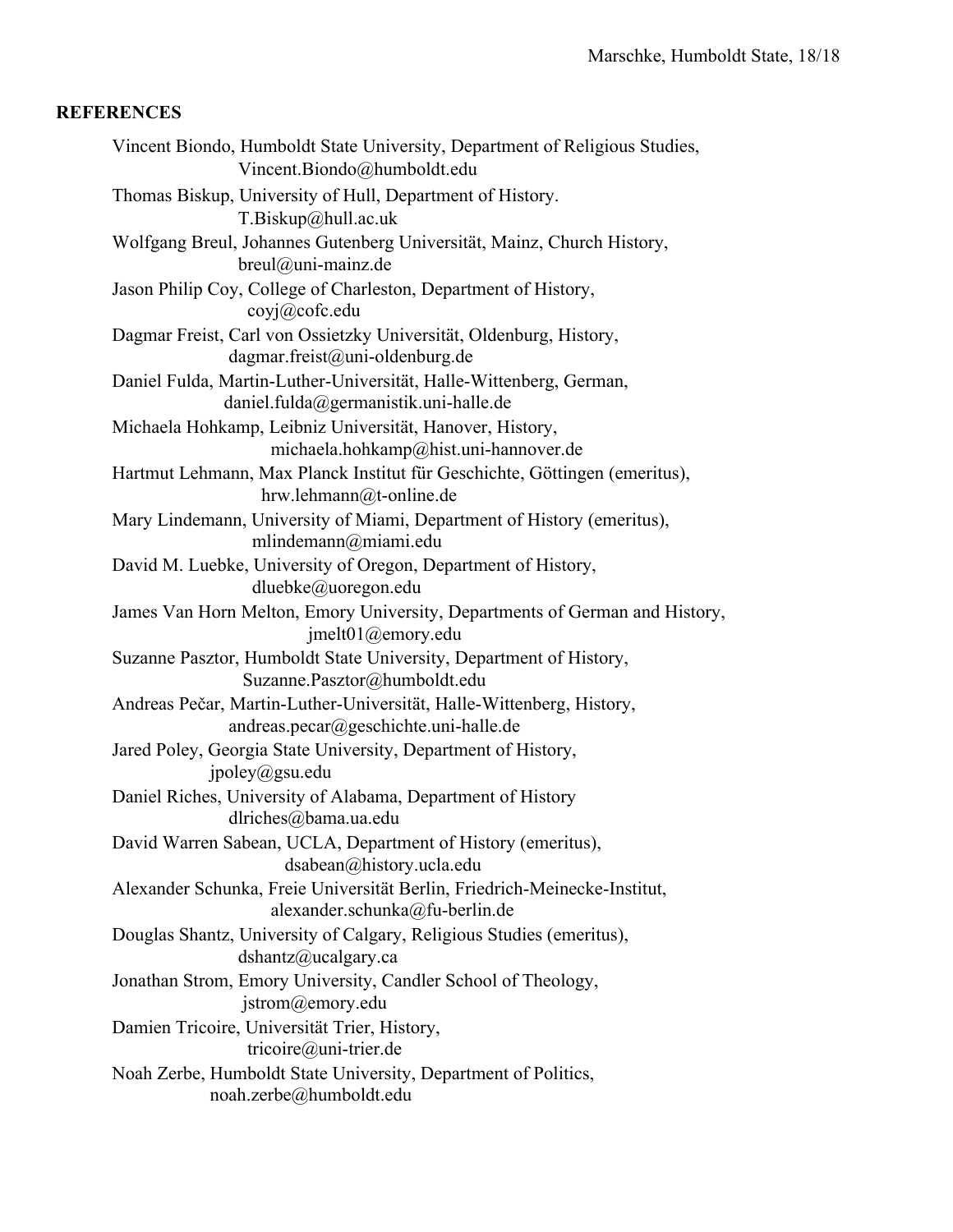**REFERENCES**

Vincent Biondo, Humboldt State University, Department of Religious Studies,
Vincent.Biondo@humboldt.edu

Thomas Biskup, University of Hull, Department of History.
T.Biskup@hull.ac.uk

Wolfgang Breul, Johannes Gutenberg Universität, Mainz, Church History,
breul@uni-mainz.de

Jason Philip Coy, College of Charleston, Department of History,
coyj@cofc.edu

Dagmar Freist, Carl von Ossietzky Universität, Oldenburg, History,
dagmar.freist@uni-oldenburg.de

Daniel Fulda, Martin-Luther-Universität, Halle-Wittenberg, German,
daniel.fulda@germanistik.uni-halle.de

Michaela Hohkamp, Leibniz Universität, Hanover, History,
michaela.hohkamp@hist.uni-hannover.de

Hartmut Lehmann, Max Planck Institut für Geschichte, Göttingen (emeritus),
hrw.lehmann@t-online.de

Mary Lindemann, University of Miami, Department of History (emeritus),
mlindemann@miami.edu

David M. Luebke, University of Oregon, Department of History,
dluebke@uoregon.edu

James Van Horn Melton, Emory University, Departments of German and History,
jmelt01@emory.edu

Suzanne Pasztor, Humboldt State University, Department of History,
Suzanne.Pasztor@humboldt.edu

Andreas Pečar, Martin-Luther-Universität, Halle-Wittenberg, History,
andreas.pecar@geschichte.uni-halle.de

Jared Poley, Georgia State University, Department of History,
jpoley@gsu.edu

Daniel Riches, University of Alabama, Department of History
dlriches@bama.ua.edu

David Warren Sabean, UCLA, Department of History (emeritus),
dsabean@history.ucla.edu

Alexander Schunka, Freie Universität Berlin, Friedrich-Meinecke-Institut,
alexander.schunka@fu-berlin.de

Douglas Shantz, University of Calgary, Religious Studies (emeritus),
dshantz@ucalgary.ca

Jonathan Strom, Emory University, Candler School of Theology,
jstrom@emory.edu

Damien Tricoire, Universität Trier, History,
tricoire@uni-trier.de

Noah Zerbe, Humboldt State University, Department of Politics,
noah.zerbe@humboldt.edu